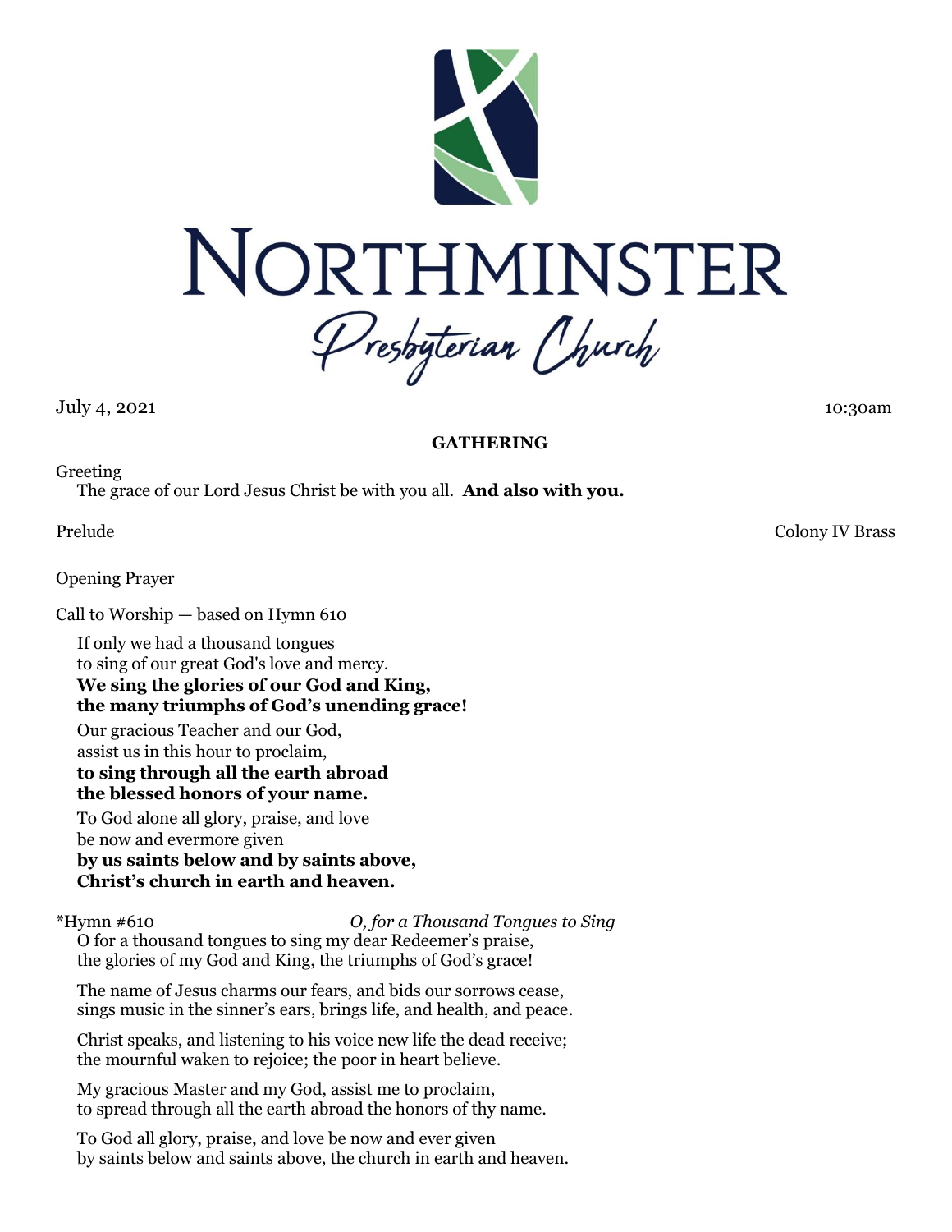# NORTHMINSTER

*Presbyterian Church*

July 4, 2021 10:30am

## GATHERING

Greeting

The grace of our Lord Jesus Christ be with you all. **And also with you.**

Prelude Colony IV Brass

Opening Prayer

Call to Worship — based on Hymn 610

If only we had a thousand tongues
to sing of our great God's love and mercy.
**We sing the glories of our God and King,**
**the many triumphs of God's unending grace!**

Our gracious Teacher and our God,
assist us in this hour to proclaim,
**to sing through all the earth abroad**
**the blessed honors of your name.**

To God alone all glory, praise, and love
be now and evermore given
**by us saints below and by saints above,**
**Christ's church in earth and heaven.**

*Hymn #610 *O, for a Thousand Tongues to Sing*

O for a thousand tongues to sing my dear Redeemer's praise,
the glories of my God and King, the triumphs of God's grace!

The name of Jesus charms our fears, and bids our sorrows cease,
sings music in the sinner's ears, brings life, and health, and peace.

Christ speaks, and listening to his voice new life the dead receive;
the mournful waken to rejoice; the poor in heart believe.

My gracious Master and my God, assist me to proclaim,
to spread through all the earth abroad the honors of thy name.

To God all glory, praise, and love be now and ever given
by saints below and saints above, the church in earth and heaven.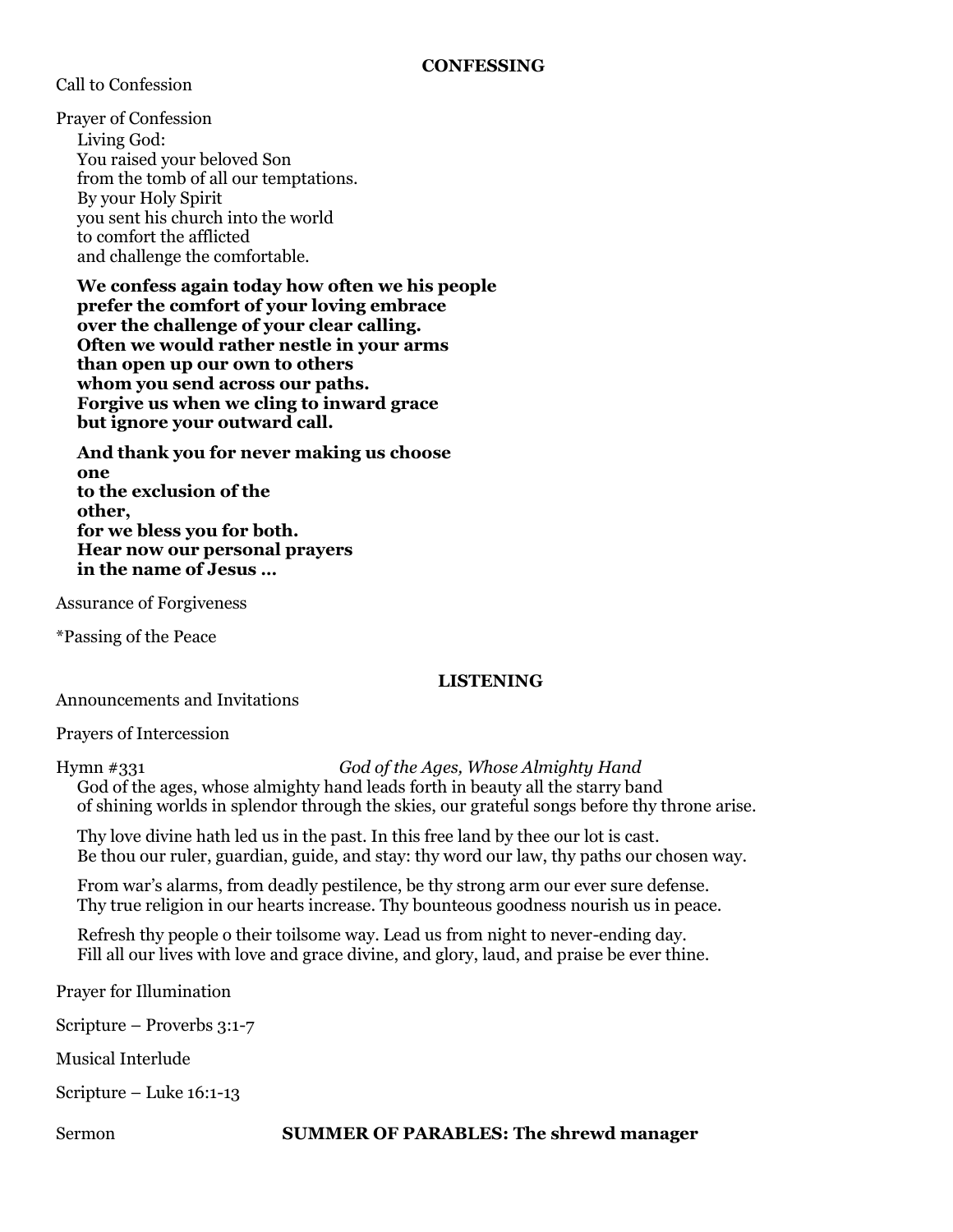## CONFESSING

Call to Confession

Prayer of Confession

Living God:
You raised your beloved Son
from the tomb of all our temptations.
By your Holy Spirit
you sent his church into the world
to comfort the afflicted
and challenge the comfortable.

**We confess again today how often we his people**
**prefer the comfort of your loving embrace**
**over the challenge of your clear calling.**
**Often we would rather nestle in your arms**
**than open up our own to others**
**whom you send across our paths.**
**Forgive us when we cling to inward grace**
**but ignore your outward call.**

**And thank you for never making us choose**
**one**
**to the exclusion of the**
**other,**
**for we bless you for both.**
**Hear now our personal prayers**
**in the name of Jesus …**

Assurance of Forgiveness

*Passing of the Peace

## LISTENING

Announcements and Invitations

Prayers of Intercession

Hymn #331 *God of the Ages, Whose Almighty Hand*

God of the ages, whose almighty hand leads forth in beauty all the starry band
of shining worlds in splendor through the skies, our grateful songs before thy throne arise.

Thy love divine hath led us in the past. In this free land by thee our lot is cast.
Be thou our ruler, guardian, guide, and stay: thy word our law, thy paths our chosen way.

From war's alarms, from deadly pestilence, be thy strong arm our ever sure defense.
Thy true religion in our hearts increase. Thy bounteous goodness nourish us in peace.

Refresh thy people o their toilsome way. Lead us from night to never-ending day.
Fill all our lives with love and grace divine, and glory, laud, and praise be ever thine.

Prayer for Illumination

Scripture – Proverbs 3:1-7

Musical Interlude

Scripture – Luke 16:1-13

Sermon **SUMMER OF PARABLES: The shrewd manager**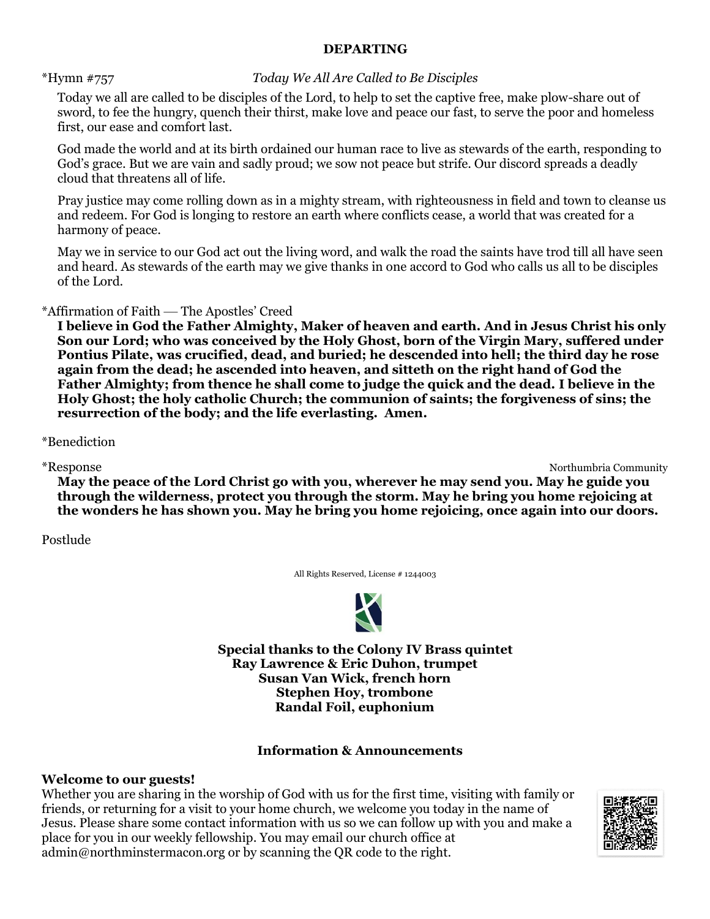## DEPARTING

*Hymn #757 *Today We All Are Called to Be Disciples*

Today we all are called to be disciples of the Lord, to help to set the captive free, make plow-share out of sword, to fee the hungry, quench their thirst, make love and peace our fast, to serve the poor and homeless first, our ease and comfort last.

God made the world and at its birth ordained our human race to live as stewards of the earth, responding to God's grace. But we are vain and sadly proud; we sow not peace but strife. Our discord spreads a deadly cloud that threatens all of life.

Pray justice may come rolling down as in a mighty stream, with righteousness in field and town to cleanse us and redeem. For God is longing to restore an earth where conflicts cease, a world that was created for a harmony of peace.

May we in service to our God act out the living word, and walk the road the saints have trod till all have seen and heard. As stewards of the earth may we give thanks in one accord to God who calls us all to be disciples of the Lord.

*Affirmation of Faith — The Apostles' Creed

**I believe in God the Father Almighty, Maker of heaven and earth. And in Jesus Christ his only Son our Lord; who was conceived by the Holy Ghost, born of the Virgin Mary, suffered under Pontius Pilate, was crucified, dead, and buried; he descended into hell; the third day he rose again from the dead; he ascended into heaven, and sitteth on the right hand of God the Father Almighty; from thence he shall come to judge the quick and the dead. I believe in the Holy Ghost; the holy catholic Church; the communion of saints; the forgiveness of sins; the resurrection of the body; and the life everlasting. Amen.**

*Benediction

*Response Northumbria Community

**May the peace of the Lord Christ go with you, wherever he may send you. May he guide you through the wilderness, protect you through the storm. May he bring you home rejoicing at the wonders he has shown you. May he bring you home rejoicing, once again into our doors.**

Postlude

All Rights Reserved, License # 1244003

**Special thanks to the Colony IV Brass quintet**
**Ray Lawrence & Eric Duhon, trumpet**
**Susan Van Wick, french horn**
**Stephen Hoy, trombone**
**Randal Foil, euphonium**

## Information & Announcements

**Welcome to our guests!**

Whether you are sharing in the worship of God with us for the first time, visiting with family or friends, or returning for a visit to your home church, we welcome you today in the name of Jesus. Please share some contact information with us so we can follow up with you and make a place for you in our weekly fellowship. You may email our church office at admin@northminstermacon.org or by scanning the QR code to the right.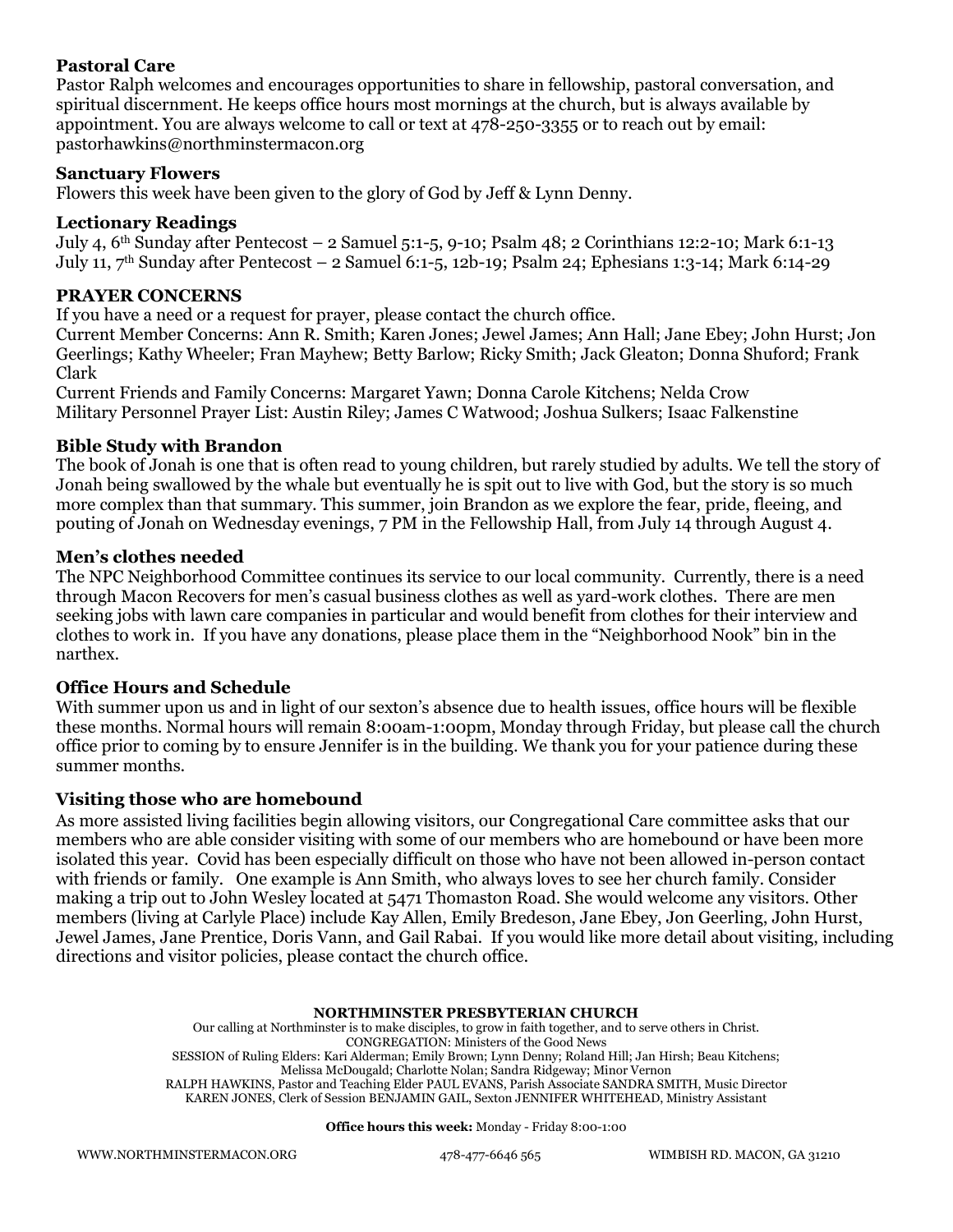### Pastoral Care

Pastor Ralph welcomes and encourages opportunities to share in fellowship, pastoral conversation, and spiritual discernment. He keeps office hours most mornings at the church, but is always available by appointment. You are always welcome to call or text at 478-250-3355 or to reach out by email: pastorhawkins@northminstermacon.org

### Sanctuary Flowers

Flowers this week have been given to the glory of God by Jeff & Lynn Denny.

### Lectionary Readings

July 4, 6th Sunday after Pentecost – 2 Samuel 5:1-5, 9-10; Psalm 48; 2 Corinthians 12:2-10; Mark 6:1-13
July 11, 7th Sunday after Pentecost – 2 Samuel 6:1-5, 12b-19; Psalm 24; Ephesians 1:3-14; Mark 6:14-29

### PRAYER CONCERNS

If you have a need or a request for prayer, please contact the church office.
Current Member Concerns: Ann R. Smith; Karen Jones; Jewel James; Ann Hall; Jane Ebey; John Hurst; Jon Geerlings; Kathy Wheeler; Fran Mayhew; Betty Barlow; Ricky Smith; Jack Gleaton; Donna Shuford; Frank Clark
Current Friends and Family Concerns: Margaret Yawn; Donna Carole Kitchens; Nelda Crow
Military Personnel Prayer List: Austin Riley; James C Watwood; Joshua Sulkers; Isaac Falkenstine

### Bible Study with Brandon

The book of Jonah is one that is often read to young children, but rarely studied by adults. We tell the story of Jonah being swallowed by the whale but eventually he is spit out to live with God, but the story is so much more complex than that summary. This summer, join Brandon as we explore the fear, pride, fleeing, and pouting of Jonah on Wednesday evenings, 7 PM in the Fellowship Hall, from July 14 through August 4.

### Men's clothes needed

The NPC Neighborhood Committee continues its service to our local community. Currently, there is a need through Macon Recovers for men's casual business clothes as well as yard-work clothes. There are men seeking jobs with lawn care companies in particular and would benefit from clothes for their interview and clothes to work in. If you have any donations, please place them in the "Neighborhood Nook" bin in the narthex.

### Office Hours and Schedule

With summer upon us and in light of our sexton's absence due to health issues, office hours will be flexible these months. Normal hours will remain 8:00am-1:00pm, Monday through Friday, but please call the church office prior to coming by to ensure Jennifer is in the building. We thank you for your patience during these summer months.

### Visiting those who are homebound

As more assisted living facilities begin allowing visitors, our Congregational Care committee asks that our members who are able consider visiting with some of our members who are homebound or have been more isolated this year. Covid has been especially difficult on those who have not been allowed in-person contact with friends or family. One example is Ann Smith, who always loves to see her church family. Consider making a trip out to John Wesley located at 5471 Thomaston Road. She would welcome any visitors. Other members (living at Carlyle Place) include Kay Allen, Emily Bredeson, Jane Ebey, Jon Geerling, John Hurst, Jewel James, Jane Prentice, Doris Vann, and Gail Rabai. If you would like more detail about visiting, including directions and visitor policies, please contact the church office.

**NORTHMINSTER PRESBYTERIAN CHURCH**

Our calling at Northminster is to make disciples, to grow in faith together, and to serve others in Christ.
CONGREGATION: Ministers of the Good News
SESSION of Ruling Elders: Kari Alderman; Emily Brown; Lynn Denny; Roland Hill; Jan Hirsh; Beau Kitchens; Melissa McDougald; Charlotte Nolan; Sandra Ridgeway; Minor Vernon
RALPH HAWKINS, Pastor and Teaching Elder PAUL EVANS, Parish Associate SANDRA SMITH, Music Director
KAREN JONES, Clerk of Session BENJAMIN GAIL, Sexton JENNIFER WHITEHEAD, Ministry Assistant

**Office hours this week:** Monday - Friday 8:00-1:00

WWW.NORTHMINSTERMACON.ORG 478-477-6646 565 WIMBISH RD. MACON, GA 31210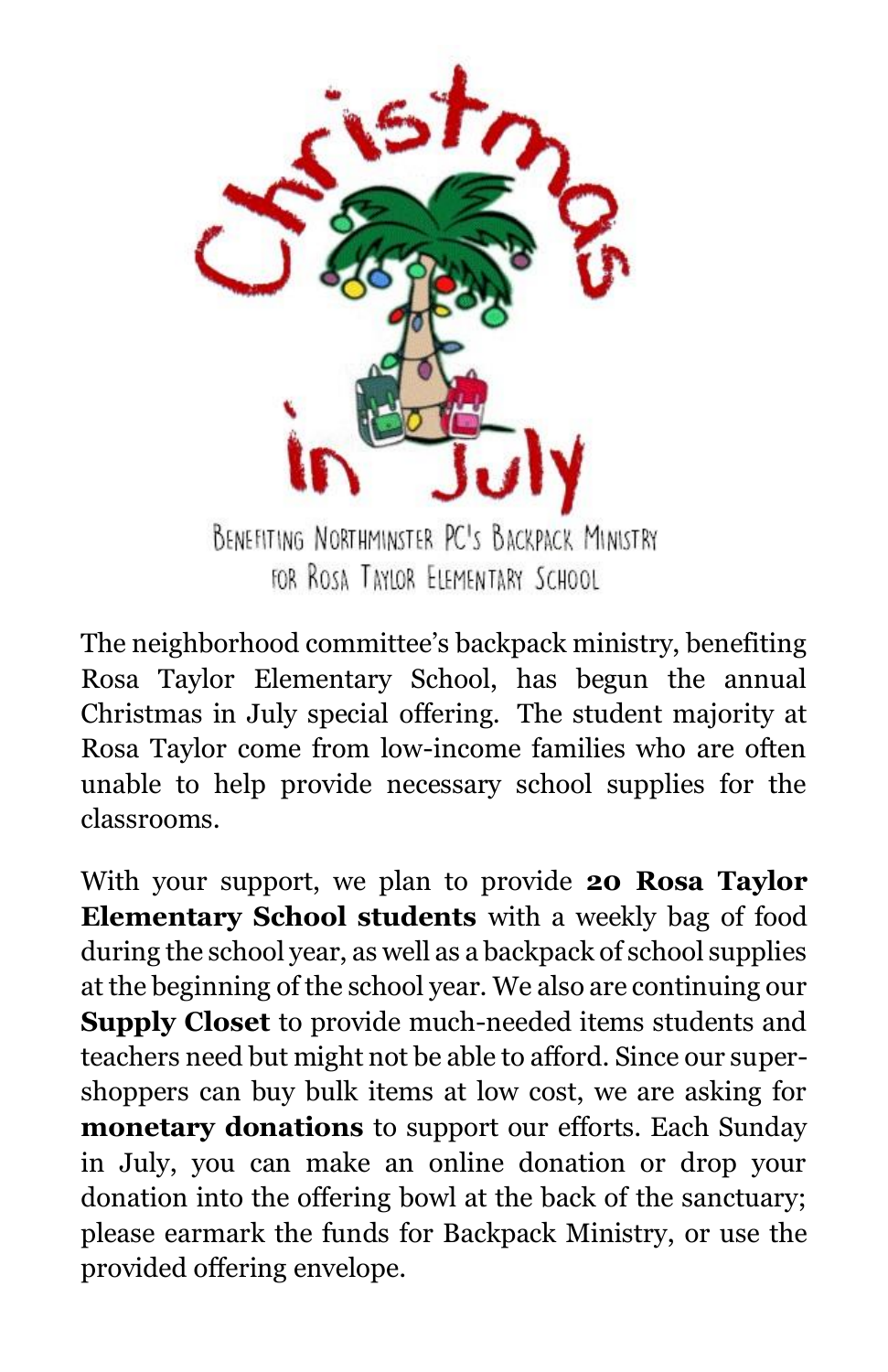# Christmas in July

Benefiting Northminster PC's Backpack Ministry for Rosa Taylor Elementary School

The neighborhood committee's backpack ministry, benefiting Rosa Taylor Elementary School, has begun the annual Christmas in July special offering. The student majority at Rosa Taylor come from low-income families who are often unable to help provide necessary school supplies for the classrooms.

With your support, we plan to provide **20 Rosa Taylor Elementary School students** with a weekly bag of food during the school year, as well as a backpack of school supplies at the beginning of the school year. We also are continuing our **Supply Closet** to provide much-needed items students and teachers need but might not be able to afford. Since our super-shoppers can buy bulk items at low cost, we are asking for **monetary donations** to support our efforts. Each Sunday in July, you can make an online donation or drop your donation into the offering bowl at the back of the sanctuary; please earmark the funds for Backpack Ministry, or use the provided offering envelope.